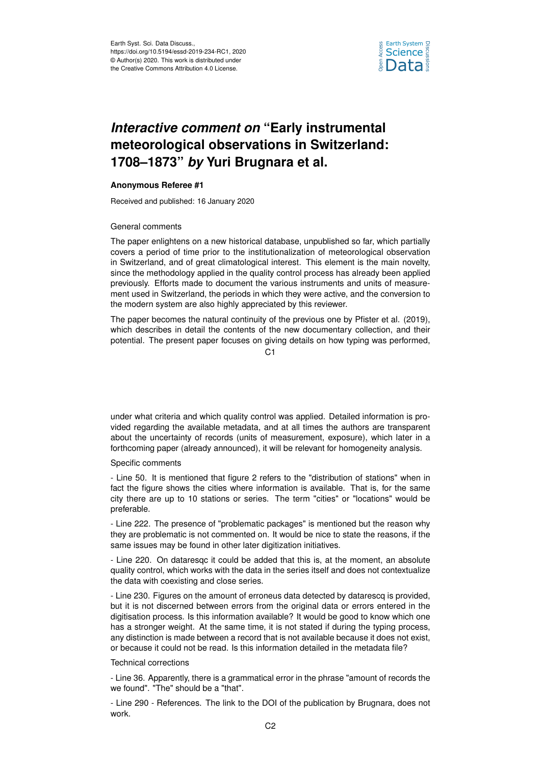# *Interactive comment on* "Early instrumental meteorological observations in Switzerland: 1708–1873" *by* Yuri Brugnara et al.

**Anonymous Referee #1**

Received and published: 16 January 2020

General comments

The paper enlightens on a new historical database, unpublished so far, which partially covers a period of time prior to the institutionalization of meteorological observation in Switzerland, and of great climatological interest. This element is the main novelty, since the methodology applied in the quality control process has already been applied previously. Efforts made to document the various instruments and units of measurement used in Switzerland, the periods in which they were active, and the conversion to the modern system are also highly appreciated by this reviewer.

The paper becomes the natural continuity of the previous one by Pfister et al. (2019), which describes in detail the contents of the new documentary collection, and their potential. The present paper focuses on giving details on how typing was performed, under what criteria and which quality control was applied. Detailed information is provided regarding the available metadata, and at all times the authors are transparent about the uncertainty of records (units of measurement, exposure), which later in a forthcoming paper (already announced), it will be relevant for homogeneity analysis.

Specific comments

- Line 50. It is mentioned that figure 2 refers to the "distribution of stations" when in fact the figure shows the cities where information is available. That is, for the same city there are up to 10 stations or series. The term "cities" or "locations" would be preferable.

- Line 222. The presence of "problematic packages" is mentioned but the reason why they are problematic is not commented on. It would be nice to state the reasons, if the same issues may be found in other later digitization initiatives.

- Line 220. On dataresqc it could be added that this is, at the moment, an absolute quality control, which works with the data in the series itself and does not contextualize the data with coexisting and close series.

- Line 230. Figures on the amount of erroneus data detected by datarescq is provided, but it is not discerned between errors from the original data or errors entered in the digitisation process. Is this information available? It would be good to know which one has a stronger weight. At the same time, it is not stated if during the typing process, any distinction is made between a record that is not available because it does not exist, or because it could not be read. Is this information detailed in the metadata file?

Technical corrections

- Line 36. Apparently, there is a grammatical error in the phrase "amount of records the we found". "The" should be a "that".

- Line 290 - References. The link to the DOI of the publication by Brugnara, does not work.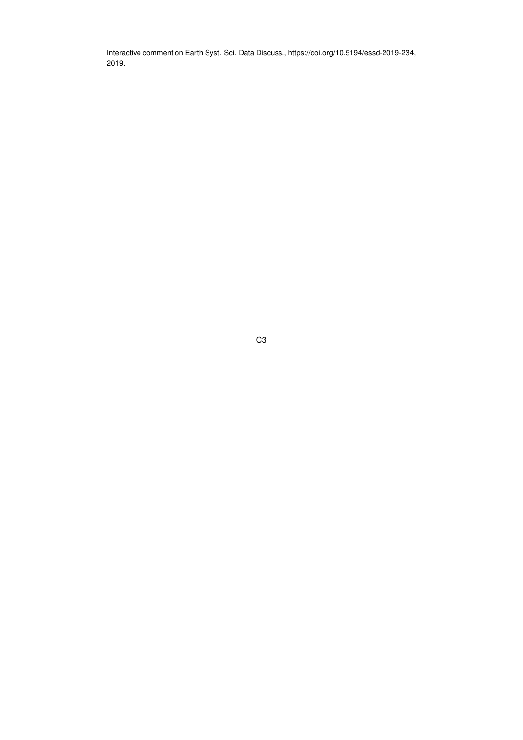Interactive comment on Earth Syst. Sci. Data Discuss., https://doi.org/10.5194/essd-2019-234, 2019.